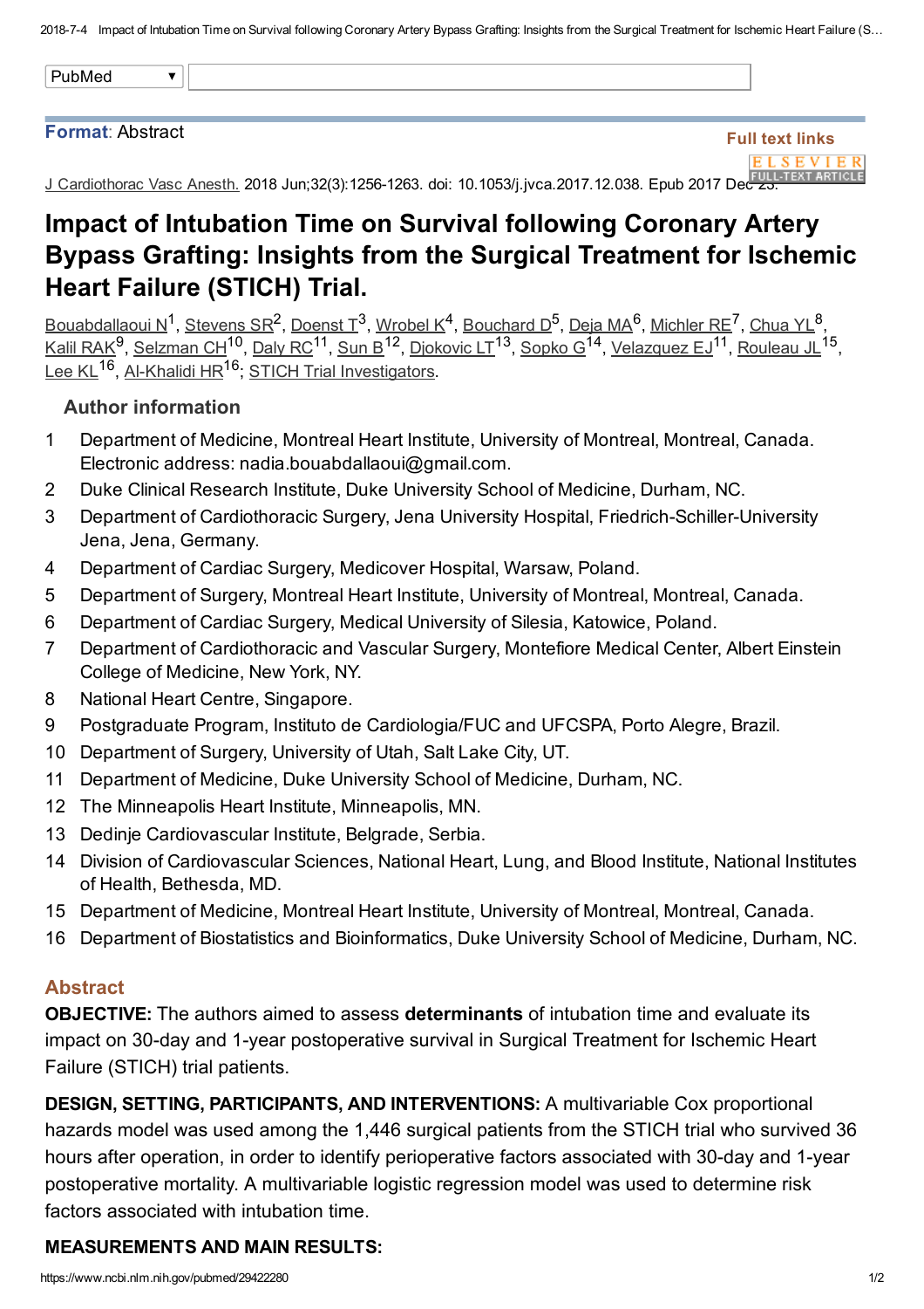Format: Abstract

Full text links

J Cardiothorac Vasc Anesth. 2018 Jun;32(3):1256-1263. doi: 10.1053/j.jvca.2017.12.038. Epub 2017 Dec 23.

# Impact of Intubation Time on Survival following Coronary Artery Bypass Grafting: Insights from the Surgical Treatment for Ischemic Heart Failure (STICH) Trial.

Bouabdallaoui N[1], Stevens SR[2], Doenst T[3], Wrobel K[4], Bouchard D[5], Deja MA[6], Michler RE[7], Chua YL[8], Kalil RAK[9], Selzman CH[10], Daly RC[11], Sun B[12], Djokovic LT[13], Sopko G[14], Velazquez EJ[11], Rouleau JL[15], Lee KL[16], Al-Khalidi HR[16]; STICH Trial Investigators.

### Author information

1. Department of Medicine, Montreal Heart Institute, University of Montreal, Montreal, Canada. Electronic address: nadia.bouabdallaoui@gmail.com.
2. Duke Clinical Research Institute, Duke University School of Medicine, Durham, NC.
3. Department of Cardiothoracic Surgery, Jena University Hospital, Friedrich-Schiller-University Jena, Jena, Germany.
4. Department of Cardiac Surgery, Medicover Hospital, Warsaw, Poland.
5. Department of Surgery, Montreal Heart Institute, University of Montreal, Montreal, Canada.
6. Department of Cardiac Surgery, Medical University of Silesia, Katowice, Poland.
7. Department of Cardiothoracic and Vascular Surgery, Montefiore Medical Center, Albert Einstein College of Medicine, New York, NY.
8. National Heart Centre, Singapore.
9. Postgraduate Program, Instituto de Cardiologia/FUC and UFCSPA, Porto Alegre, Brazil.
10. Department of Surgery, University of Utah, Salt Lake City, UT.
11. Department of Medicine, Duke University School of Medicine, Durham, NC.
12. The Minneapolis Heart Institute, Minneapolis, MN.
13. Dedinje Cardiovascular Institute, Belgrade, Serbia.
14. Division of Cardiovascular Sciences, National Heart, Lung, and Blood Institute, National Institutes of Health, Bethesda, MD.
15. Department of Medicine, Montreal Heart Institute, University of Montreal, Montreal, Canada.
16. Department of Biostatistics and Bioinformatics, Duke University School of Medicine, Durham, NC.

## Abstract

**OBJECTIVE:** The authors aimed to assess **determinants** of intubation time and evaluate its impact on 30-day and 1-year postoperative survival in Surgical Treatment for Ischemic Heart Failure (STICH) trial patients.

**DESIGN, SETTING, PARTICIPANTS, AND INTERVENTIONS:** A multivariable Cox proportional hazards model was used among the 1,446 surgical patients from the STICH trial who survived 36 hours after operation, in order to identify perioperative factors associated with 30-day and 1-year postoperative mortality. A multivariable logistic regression model was used to determine risk factors associated with intubation time.

**MEASUREMENTS AND MAIN RESULTS:**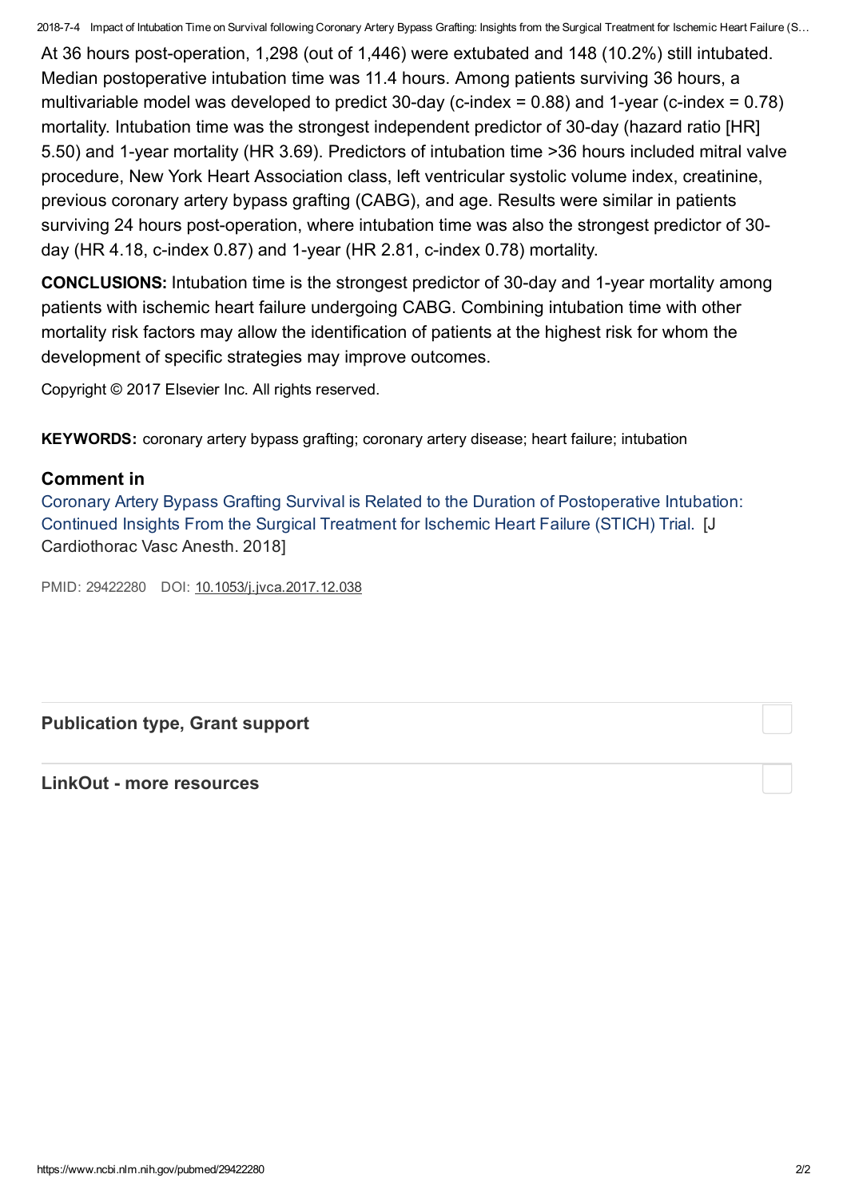At 36 hours post-operation, 1,298 (out of 1,446) were extubated and 148 (10.2%) still intubated. Median postoperative intubation time was 11.4 hours. Among patients surviving 36 hours, a multivariable model was developed to predict 30-day (c-index = 0.88) and 1-year (c-index = 0.78) mortality. Intubation time was the strongest independent predictor of 30-day (hazard ratio [HR] 5.50) and 1-year mortality (HR 3.69). Predictors of intubation time >36 hours included mitral valve procedure, New York Heart Association class, left ventricular systolic volume index, creatinine, previous coronary artery bypass grafting (CABG), and age. Results were similar in patients surviving 24 hours post-operation, where intubation time was also the strongest predictor of 30-day (HR 4.18, c-index 0.87) and 1-year (HR 2.81, c-index 0.78) mortality.

**CONCLUSIONS:** Intubation time is the strongest predictor of 30-day and 1-year mortality among patients with ischemic heart failure undergoing CABG. Combining intubation time with other mortality risk factors may allow the identification of patients at the highest risk for whom the development of specific strategies may improve outcomes.

Copyright © 2017 Elsevier Inc. All rights reserved.

**KEYWORDS:** coronary artery bypass grafting; coronary artery disease; heart failure; intubation

## Comment in

Coronary Artery Bypass Grafting Survival is Related to the Duration of Postoperative Intubation: Continued Insights From the Surgical Treatment for Ischemic Heart Failure (STICH) Trial. [J Cardiothorac Vasc Anesth. 2018]

PMID: 29422280 DOI: 10.1053/j.jvca.2017.12.038

## Publication type, Grant support

## LinkOut - more resources